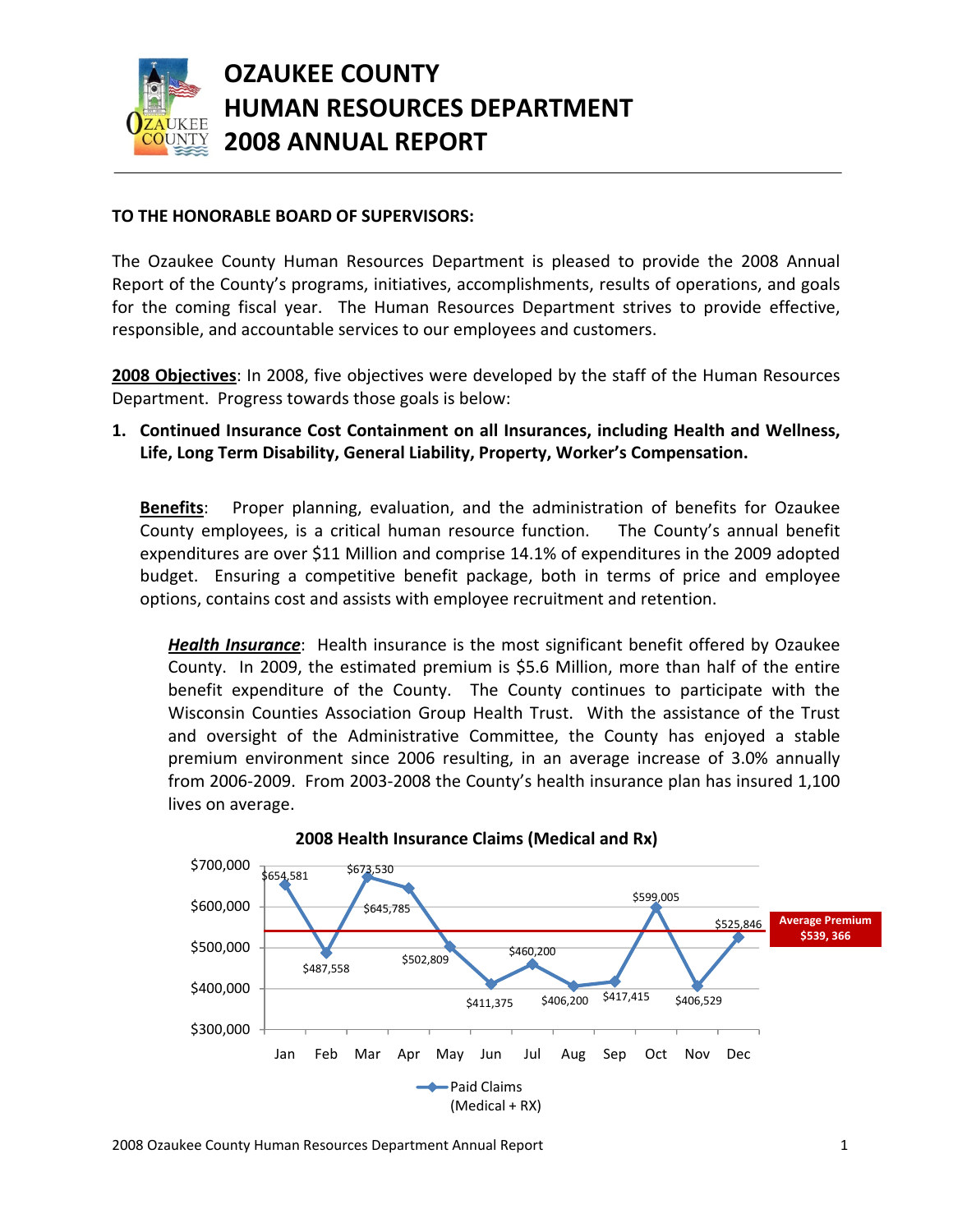# OZAUKEE COUNTY HUMAN RESOURCES DEPARTMENT 2008 ANNUAL REPORT

**TO THE HONORABLE BOARD OF SUPERVISORS:**

The Ozaukee County Human Resources Department is pleased to provide the 2008 Annual Report of the County's programs, initiatives, accomplishments, results of operations, and goals for the coming fiscal year. The Human Resources Department strives to provide effective, responsible, and accountable services to our employees and customers.

**2008 Objectives**: In 2008, five objectives were developed by the staff of the Human Resources Department. Progress towards those goals is below:

1. **Continued Insurance Cost Containment on all Insurances, including Health and Wellness, Life, Long Term Disability, General Liability, Property, Worker's Compensation.**

   **Benefits**: Proper planning, evaluation, and the administration of benefits for Ozaukee County employees, is a critical human resource function. The County's annual benefit expenditures are over $11 Million and comprise 14.1% of expenditures in the 2009 adopted budget. Ensuring a competitive benefit package, both in terms of price and employee options, contains cost and assists with employee recruitment and retention.

   ***Health Insurance***: Health insurance is the most significant benefit offered by Ozaukee County. In 2009, the estimated premium is $5.6 Million, more than half of the entire benefit expenditure of the County. The County continues to participate with the Wisconsin Counties Association Group Health Trust. With the assistance of the Trust and oversight of the Administrative Committee, the County has enjoyed a stable premium environment since 2006 resulting, in an average increase of 3.0% annually from 2006-2009. From 2003-2008 the County's health insurance plan has insured 1,100 lives on average.

**2008 Health Insurance Claims (Medical and Rx)**

| Month | Paid Claims (Medical + RX) |
|---|---|
| Jan | $654,581 |
| Feb | $487,558 |
| Mar | $673,530 |
| Apr | $645,785 |
| May | $502,809 |
| Jun | $411,375 |
| Jul | $460,200 |
| Aug | $406,200 |
| Sep | $417,415 |
| Oct | $599,005 |
| Nov | $406,529 |
| Dec | $525,846 |

Average Premium $539, 366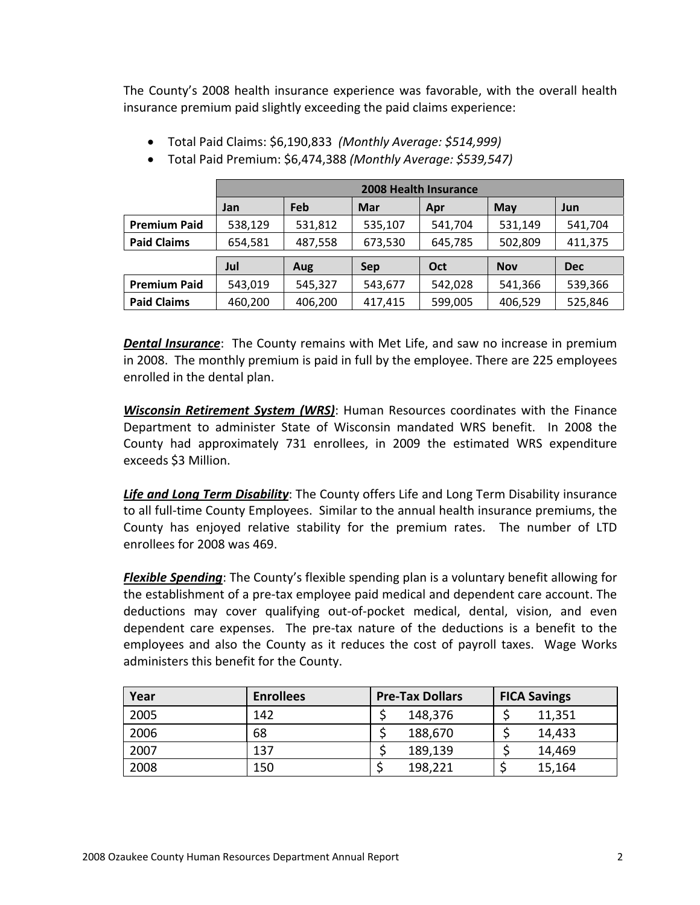The County's 2008 health insurance experience was favorable, with the overall health insurance premium paid slightly exceeding the paid claims experience:

- Total Paid Claims: $6,190,833 *(Monthly Average: $514,999)*
- Total Paid Premium: $6,474,388 *(Monthly Average: $539,547)*

| | 2008 Health Insurance | | | | | |
|---|---|---|---|---|---|---|
| | **Jan** | **Feb** | **Mar** | **Apr** | **May** | **Jun** |
| **Premium Paid** | 538,129 | 531,812 | 535,107 | 541,704 | 531,149 | 541,704 |
| **Paid Claims** | 654,581 | 487,558 | 673,530 | 645,785 | 502,809 | 411,375 |
| | **Jul** | **Aug** | **Sep** | **Oct** | **Nov** | **Dec** |
| **Premium Paid** | 543,019 | 545,327 | 543,677 | 542,028 | 541,366 | 539,366 |
| **Paid Claims** | 460,200 | 406,200 | 417,415 | 599,005 | 406,529 | 525,846 |

***Dental Insurance***: The County remains with Met Life, and saw no increase in premium in 2008. The monthly premium is paid in full by the employee. There are 225 employees enrolled in the dental plan.

***Wisconsin Retirement System (WRS)***: Human Resources coordinates with the Finance Department to administer State of Wisconsin mandated WRS benefit. In 2008 the County had approximately 731 enrollees, in 2009 the estimated WRS expenditure exceeds $3 Million.

***Life and Long Term Disability***: The County offers Life and Long Term Disability insurance to all full-time County Employees. Similar to the annual health insurance premiums, the County has enjoyed relative stability for the premium rates. The number of LTD enrollees for 2008 was 469.

***Flexible Spending***: The County's flexible spending plan is a voluntary benefit allowing for the establishment of a pre-tax employee paid medical and dependent care account. The deductions may cover qualifying out-of-pocket medical, dental, vision, and even dependent care expenses. The pre-tax nature of the deductions is a benefit to the employees and also the County as it reduces the cost of payroll taxes. Wage Works administers this benefit for the County.

| Year | Enrollees | Pre-Tax Dollars | FICA Savings |
|---|---|---|---|
| 2005 | 142 | $ 148,376 | $ 11,351 |
| 2006 | 68 | $ 188,670 | $ 14,433 |
| 2007 | 137 | $ 189,139 | $ 14,469 |
| 2008 | 150 | $ 198,221 | $ 15,164 |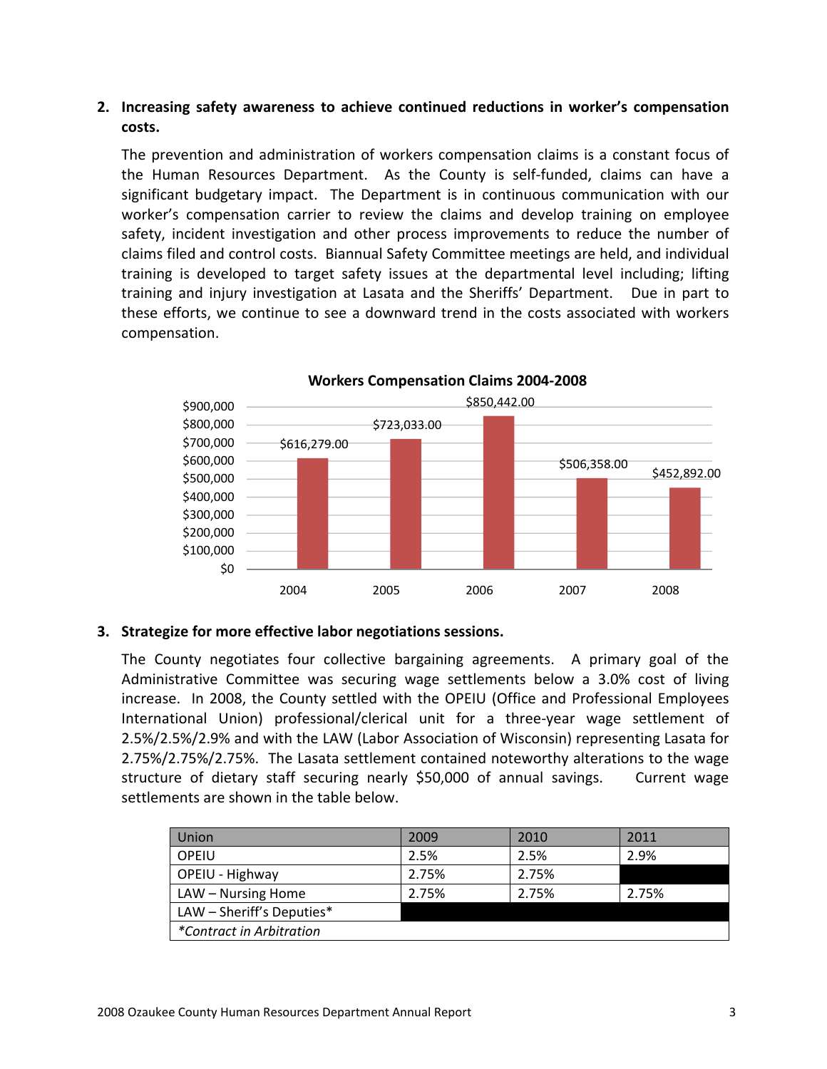2. **Increasing safety awareness to achieve continued reductions in worker's compensation costs.**

   The prevention and administration of workers compensation claims is a constant focus of the Human Resources Department. As the County is self-funded, claims can have a significant budgetary impact. The Department is in continuous communication with our worker's compensation carrier to review the claims and develop training on employee safety, incident investigation and other process improvements to reduce the number of claims filed and control costs. Biannual Safety Committee meetings are held, and individual training is developed to target safety issues at the departmental level including; lifting training and injury investigation at Lasata and the Sheriffs' Department. Due in part to these efforts, we continue to see a downward trend in the costs associated with workers compensation.

**Workers Compensation Claims 2004-2008**

| Year | Claims |
|---|---|
| 2004 | $616,279.00 |
| 2005 | $723,033.00 |
| 2006 | $850,442.00 |
| 2007 | $506,358.00 |
| 2008 | $452,892.00 |

3. **Strategize for more effective labor negotiations sessions.**

   The County negotiates four collective bargaining agreements. A primary goal of the Administrative Committee was securing wage settlements below a 3.0% cost of living increase. In 2008, the County settled with the OPEIU (Office and Professional Employees International Union) professional/clerical unit for a three-year wage settlement of 2.5%/2.5%/2.9% and with the LAW (Labor Association of Wisconsin) representing Lasata for 2.75%/2.75%/2.75%. The Lasata settlement contained noteworthy alterations to the wage structure of dietary staff securing nearly $50,000 of annual savings. Current wage settlements are shown in the table below.

| Union | 2009 | 2010 | 2011 |
|---|---|---|---|
| OPEIU | 2.5% | 2.5% | 2.9% |
| OPEIU - Highway | 2.75% | 2.75% | |
| LAW – Nursing Home | 2.75% | 2.75% | 2.75% |
| LAW – Sheriff's Deputies* | | | |
| *\*Contract in Arbitration* | | | |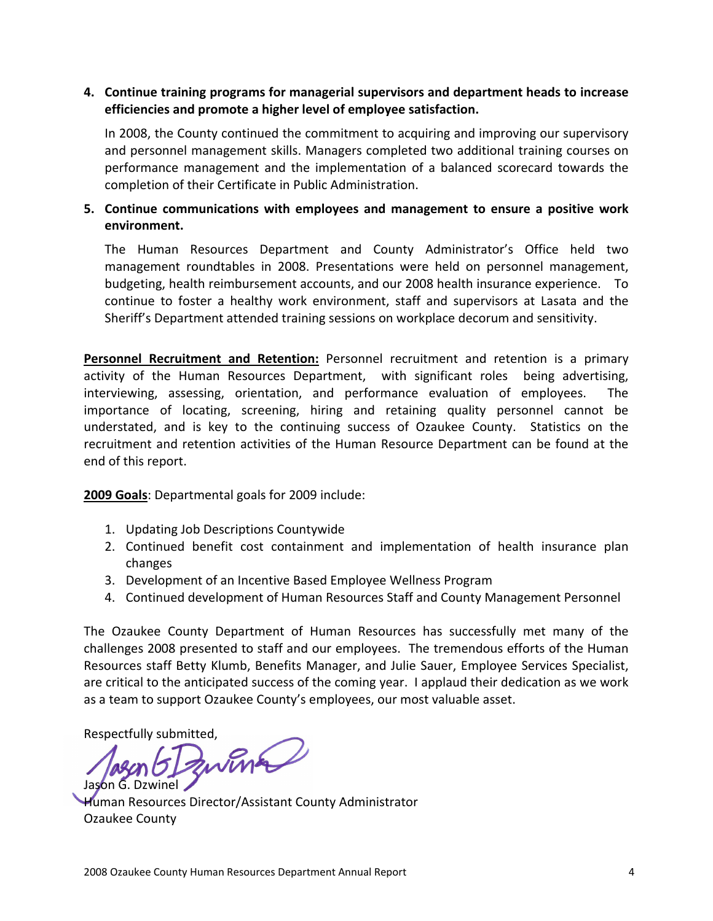4. **Continue training programs for managerial supervisors and department heads to increase efficiencies and promote a higher level of employee satisfaction.**

   In 2008, the County continued the commitment to acquiring and improving our supervisory and personnel management skills. Managers completed two additional training courses on performance management and the implementation of a balanced scorecard towards the completion of their Certificate in Public Administration.

5. **Continue communications with employees and management to ensure a positive work environment.**

   The Human Resources Department and County Administrator's Office held two management roundtables in 2008. Presentations were held on personnel management, budgeting, health reimbursement accounts, and our 2008 health insurance experience. To continue to foster a healthy work environment, staff and supervisors at Lasata and the Sheriff's Department attended training sessions on workplace decorum and sensitivity.

**Personnel Recruitment and Retention:** Personnel recruitment and retention is a primary activity of the Human Resources Department, with significant roles being advertising, interviewing, assessing, orientation, and performance evaluation of employees. The importance of locating, screening, hiring and retaining quality personnel cannot be understated, and is key to the continuing success of Ozaukee County. Statistics on the recruitment and retention activities of the Human Resource Department can be found at the end of this report.

**2009 Goals**: Departmental goals for 2009 include:

1. Updating Job Descriptions Countywide
2. Continued benefit cost containment and implementation of health insurance plan changes
3. Development of an Incentive Based Employee Wellness Program
4. Continued development of Human Resources Staff and County Management Personnel

The Ozaukee County Department of Human Resources has successfully met many of the challenges 2008 presented to staff and our employees. The tremendous efforts of the Human Resources staff Betty Klumb, Benefits Manager, and Julie Sauer, Employee Services Specialist, are critical to the anticipated success of the coming year. I applaud their dedication as we work as a team to support Ozaukee County's employees, our most valuable asset.

Respectfully submitted,

Jason G. Dzwinel
Human Resources Director/Assistant County Administrator
Ozaukee County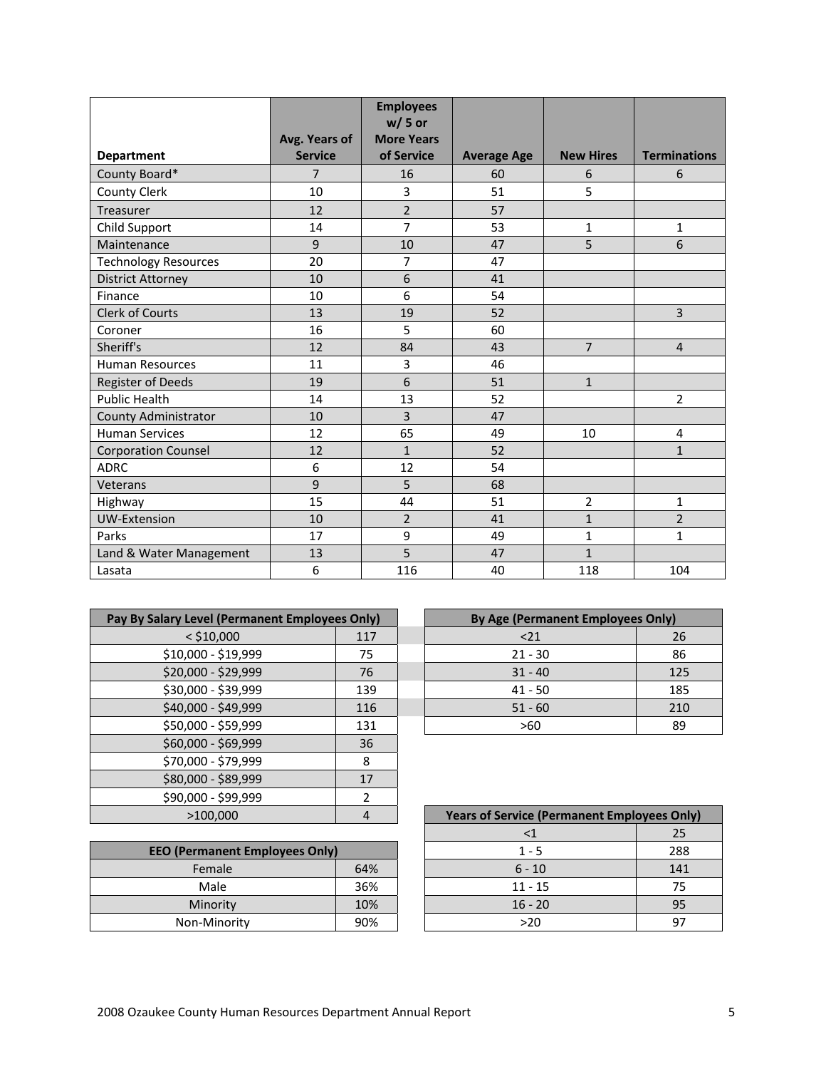| Department | Avg. Years of Service | Employees w/ 5 or More Years of Service | Average Age | New Hires | Terminations |
|---|---|---|---|---|---|
| County Board* | 7 | 16 | 60 | 6 | 6 |
| County Clerk | 10 | 3 | 51 | 5 | |
| Treasurer | 12 | 2 | 57 | | |
| Child Support | 14 | 7 | 53 | 1 | 1 |
| Maintenance | 9 | 10 | 47 | 5 | 6 |
| Technology Resources | 20 | 7 | 47 | | |
| District Attorney | 10 | 6 | 41 | | |
| Finance | 10 | 6 | 54 | | |
| Clerk of Courts | 13 | 19 | 52 | | 3 |
| Coroner | 16 | 5 | 60 | | |
| Sheriff's | 12 | 84 | 43 | 7 | 4 |
| Human Resources | 11 | 3 | 46 | | |
| Register of Deeds | 19 | 6 | 51 | 1 | |
| Public Health | 14 | 13 | 52 | | 2 |
| County Administrator | 10 | 3 | 47 | | |
| Human Services | 12 | 65 | 49 | 10 | 4 |
| Corporation Counsel | 12 | 1 | 52 | | 1 |
| ADRC | 6 | 12 | 54 | | |
| Veterans | 9 | 5 | 68 | | |
| Highway | 15 | 44 | 51 | 2 | 1 |
| UW-Extension | 10 | 2 | 41 | 1 | 2 |
| Parks | 17 | 9 | 49 | 1 | 1 |
| Land & Water Management | 13 | 5 | 47 | 1 | |
| Lasata | 6 | 116 | 40 | 118 | 104 |

| Pay By Salary Level (Permanent Employees Only) | |
|---|---|
| < $10,000 | 117 |
| $10,000 - $19,999 | 75 |
| $20,000 - $29,999 | 76 |
| $30,000 - $39,999 | 139 |
| $40,000 - $49,999 | 116 |
| $50,000 - $59,999 | 131 |
| $60,000 - $69,999 | 36 |
| $70,000 - $79,999 | 8 |
| $80,000 - $89,999 | 17 |
| $90,000 - $99,999 | 2 |
| >100,000 | 4 |

| EEO (Permanent Employees Only) | |
|---|---|
| Female | 64% |
| Male | 36% |
| Minority | 10% |
| Non-Minority | 90% |

| By Age (Permanent Employees Only) | |
|---|---|
| <21 | 26 |
| 21 - 30 | 86 |
| 31 - 40 | 125 |
| 41 - 50 | 185 |
| 51 - 60 | 210 |
| >60 | 89 |

| Years of Service (Permanent Employees Only) | |
|---|---|
| <1 | 25 |
| 1 - 5 | 288 |
| 6 - 10 | 141 |
| 11 - 15 | 75 |
| 16 - 20 | 95 |
| >20 | 97 |